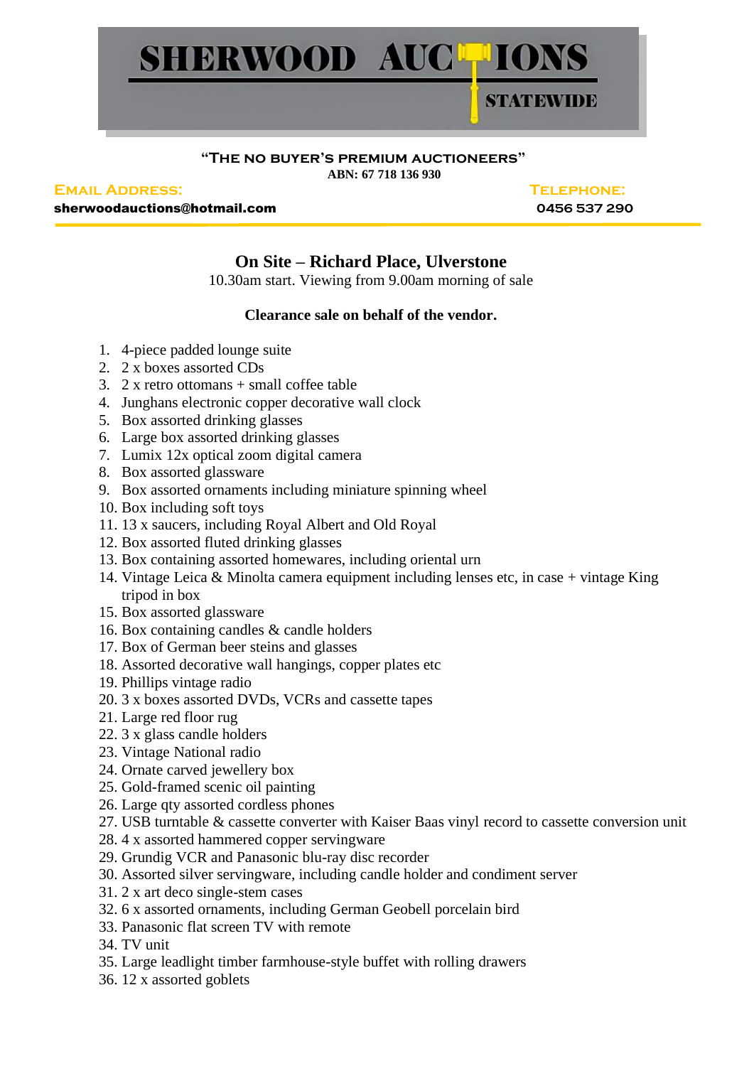# SHERWOOD AUCTIONS

STATEWIDE

**"The no buyer's premium auctioneers"**

**ABN: 67 718 136 930**

**Email Address:**
**sherwoodauctions@hotmail.com**

**Telephone:**
**0456 537 290**

## On Site – Richard Place, Ulverstone

10.30am start. Viewing from 9.00am morning of sale

**Clearance sale on behalf of the vendor.**

1. 4-piece padded lounge suite
2. 2 x boxes assorted CDs
3. 2 x retro ottomans + small coffee table
4. Junghans electronic copper decorative wall clock
5. Box assorted drinking glasses
6. Large box assorted drinking glasses
7. Lumix 12x optical zoom digital camera
8. Box assorted glassware
9. Box assorted ornaments including miniature spinning wheel
10. Box including soft toys
11. 13 x saucers, including Royal Albert and Old Royal
12. Box assorted fluted drinking glasses
13. Box containing assorted homewares, including oriental urn
14. Vintage Leica & Minolta camera equipment including lenses etc, in case + vintage King tripod in box
15. Box assorted glassware
16. Box containing candles & candle holders
17. Box of German beer steins and glasses
18. Assorted decorative wall hangings, copper plates etc
19. Phillips vintage radio
20. 3 x boxes assorted DVDs, VCRs and cassette tapes
21. Large red floor rug
22. 3 x glass candle holders
23. Vintage National radio
24. Ornate carved jewellery box
25. Gold-framed scenic oil painting
26. Large qty assorted cordless phones
27. USB turntable & cassette converter with Kaiser Baas vinyl record to cassette conversion unit
28. 4 x assorted hammered copper servingware
29. Grundig VCR and Panasonic blu-ray disc recorder
30. Assorted silver servingware, including candle holder and condiment server
31. 2 x art deco single-stem cases
32. 6 x assorted ornaments, including German Geobell porcelain bird
33. Panasonic flat screen TV with remote
34. TV unit
35. Large leadlight timber farmhouse-style buffet with rolling drawers
36. 12 x assorted goblets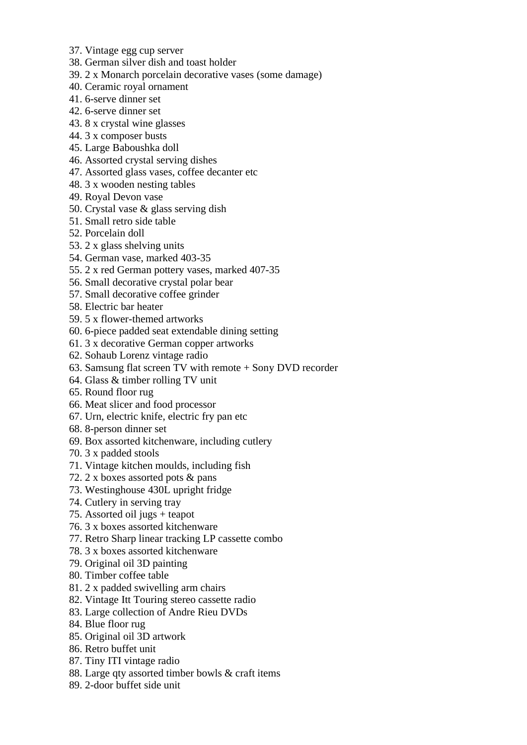37. Vintage egg cup server
38. German silver dish and toast holder
39. 2 x Monarch porcelain decorative vases (some damage)
40. Ceramic royal ornament
41. 6-serve dinner set
42. 6-serve dinner set
43. 8 x crystal wine glasses
44. 3 x composer busts
45. Large Baboushka doll
46. Assorted crystal serving dishes
47. Assorted glass vases, coffee decanter etc
48. 3 x wooden nesting tables
49. Royal Devon vase
50. Crystal vase & glass serving dish
51. Small retro side table
52. Porcelain doll
53. 2 x glass shelving units
54. German vase, marked 403-35
55. 2 x red German pottery vases, marked 407-35
56. Small decorative crystal polar bear
57. Small decorative coffee grinder
58. Electric bar heater
59. 5 x flower-themed artworks
60. 6-piece padded seat extendable dining setting
61. 3 x decorative German copper artworks
62. Sohaub Lorenz vintage radio
63. Samsung flat screen TV with remote + Sony DVD recorder
64. Glass & timber rolling TV unit
65. Round floor rug
66. Meat slicer and food processor
67. Urn, electric knife, electric fry pan etc
68. 8-person dinner set
69. Box assorted kitchenware, including cutlery
70. 3 x padded stools
71. Vintage kitchen moulds, including fish
72. 2 x boxes assorted pots & pans
73. Westinghouse 430L upright fridge
74. Cutlery in serving tray
75. Assorted oil jugs + teapot
76. 3 x boxes assorted kitchenware
77. Retro Sharp linear tracking LP cassette combo
78. 3 x boxes assorted kitchenware
79. Original oil 3D painting
80. Timber coffee table
81. 2 x padded swivelling arm chairs
82. Vintage Itt Touring stereo cassette radio
83. Large collection of Andre Rieu DVDs
84. Blue floor rug
85. Original oil 3D artwork
86. Retro buffet unit
87. Tiny ITI vintage radio
88. Large qty assorted timber bowls & craft items
89. 2-door buffet side unit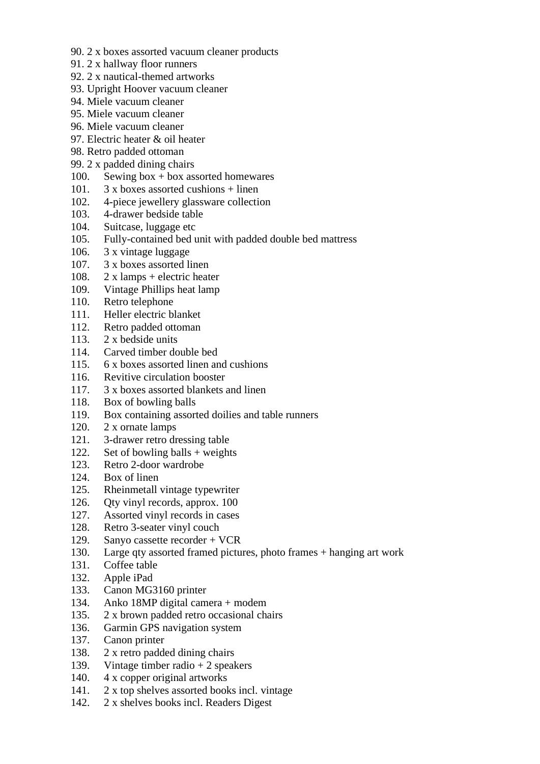90. 2 x boxes assorted vacuum cleaner products
91. 2 x hallway floor runners
92. 2 x nautical-themed artworks
93. Upright Hoover vacuum cleaner
94. Miele vacuum cleaner
95. Miele vacuum cleaner
96. Miele vacuum cleaner
97. Electric heater & oil heater
98. Retro padded ottoman
99. 2 x padded dining chairs
100. Sewing box + box assorted homewares
101. 3 x boxes assorted cushions + linen
102. 4-piece jewellery glassware collection
103. 4-drawer bedside table
104. Suitcase, luggage etc
105. Fully-contained bed unit with padded double bed mattress
106. 3 x vintage luggage
107. 3 x boxes assorted linen
108. 2 x lamps + electric heater
109. Vintage Phillips heat lamp
110. Retro telephone
111. Heller electric blanket
112. Retro padded ottoman
113. 2 x bedside units
114. Carved timber double bed
115. 6 x boxes assorted linen and cushions
116. Revitive circulation booster
117. 3 x boxes assorted blankets and linen
118. Box of bowling balls
119. Box containing assorted doilies and table runners
120. 2 x ornate lamps
121. 3-drawer retro dressing table
122. Set of bowling balls + weights
123. Retro 2-door wardrobe
124. Box of linen
125. Rheinmetall vintage typewriter
126. Qty vinyl records, approx. 100
127. Assorted vinyl records in cases
128. Retro 3-seater vinyl couch
129. Sanyo cassette recorder + VCR
130. Large qty assorted framed pictures, photo frames + hanging art work
131. Coffee table
132. Apple iPad
133. Canon MG3160 printer
134. Anko 18MP digital camera + modem
135. 2 x brown padded retro occasional chairs
136. Garmin GPS navigation system
137. Canon printer
138. 2 x retro padded dining chairs
139. Vintage timber radio + 2 speakers
140. 4 x copper original artworks
141. 2 x top shelves assorted books incl. vintage
142. 2 x shelves books incl. Readers Digest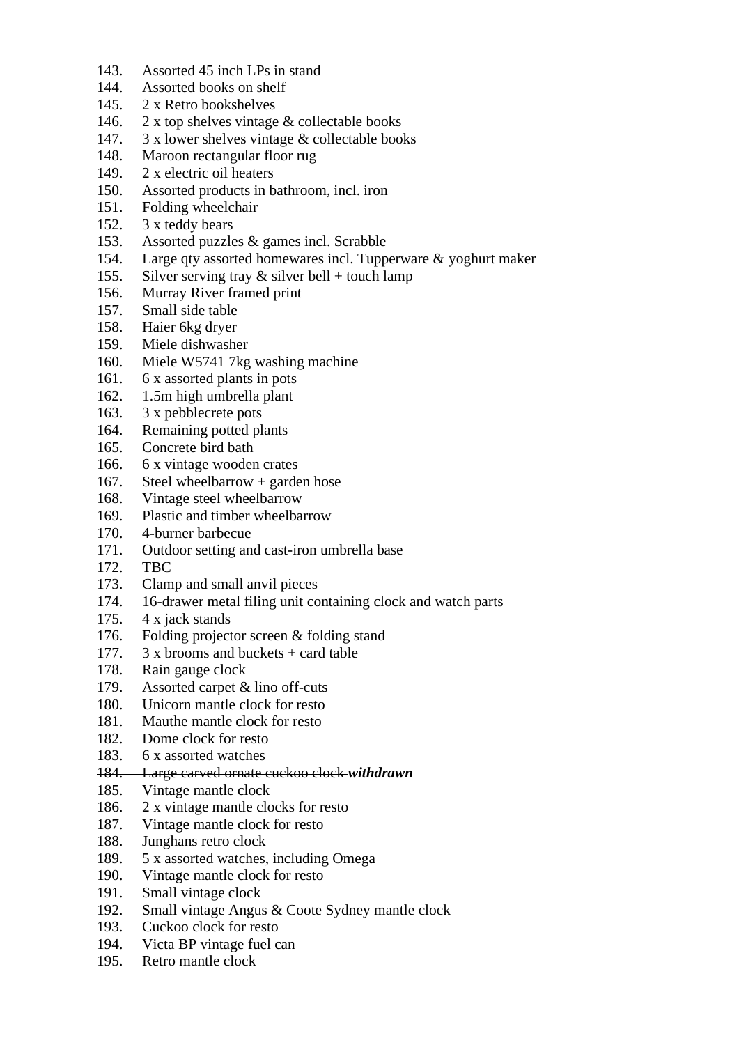143. Assorted 45 inch LPs in stand
144. Assorted books on shelf
145. 2 x Retro bookshelves
146. 2 x top shelves vintage & collectable books
147. 3 x lower shelves vintage & collectable books
148. Maroon rectangular floor rug
149. 2 x electric oil heaters
150. Assorted products in bathroom, incl. iron
151. Folding wheelchair
152. 3 x teddy bears
153. Assorted puzzles & games incl. Scrabble
154. Large qty assorted homewares incl. Tupperware & yoghurt maker
155. Silver serving tray & silver bell + touch lamp
156. Murray River framed print
157. Small side table
158. Haier 6kg dryer
159. Miele dishwasher
160. Miele W5741 7kg washing machine
161. 6 x assorted plants in pots
162. 1.5m high umbrella plant
163. 3 x pebblecrete pots
164. Remaining potted plants
165. Concrete bird bath
166. 6 x vintage wooden crates
167. Steel wheelbarrow + garden hose
168. Vintage steel wheelbarrow
169. Plastic and timber wheelbarrow
170. 4-burner barbecue
171. Outdoor setting and cast-iron umbrella base
172. TBC
173. Clamp and small anvil pieces
174. 16-drawer metal filing unit containing clock and watch parts
175. 4 x jack stands
176. Folding projector screen & folding stand
177. 3 x brooms and buckets + card table
178. Rain gauge clock
179. Assorted carpet & lino off-cuts
180. Unicorn mantle clock for resto
181. Mauthe mantle clock for resto
182. Dome clock for resto
183. 6 x assorted watches
184. ~~Large carved ornate cuckoo clock~~ ***withdrawn***
185. Vintage mantle clock
186. 2 x vintage mantle clocks for resto
187. Vintage mantle clock for resto
188. Junghans retro clock
189. 5 x assorted watches, including Omega
190. Vintage mantle clock for resto
191. Small vintage clock
192. Small vintage Angus & Coote Sydney mantle clock
193. Cuckoo clock for resto
194. Victa BP vintage fuel can
195. Retro mantle clock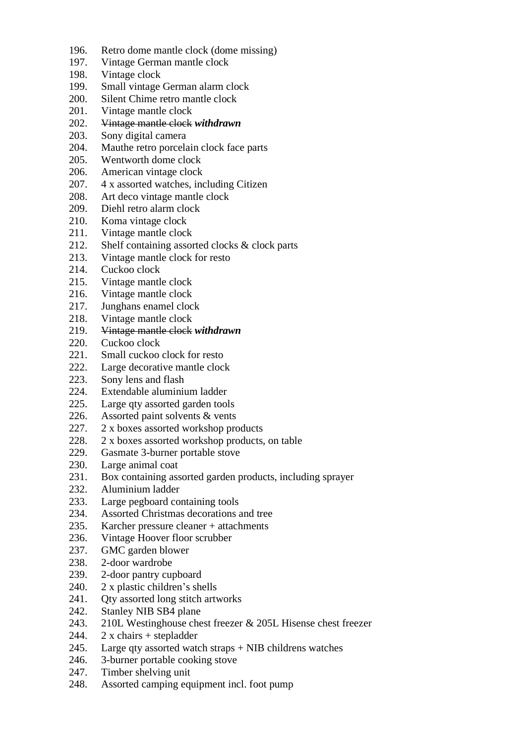196. Retro dome mantle clock (dome missing)
197. Vintage German mantle clock
198. Vintage clock
199. Small vintage German alarm clock
200. Silent Chime retro mantle clock
201. Vintage mantle clock
202. ~~Vintage mantle clock~~ ***withdrawn***
203. Sony digital camera
204. Mauthe retro porcelain clock face parts
205. Wentworth dome clock
206. American vintage clock
207. 4 x assorted watches, including Citizen
208. Art deco vintage mantle clock
209. Diehl retro alarm clock
210. Koma vintage clock
211. Vintage mantle clock
212. Shelf containing assorted clocks & clock parts
213. Vintage mantle clock for resto
214. Cuckoo clock
215. Vintage mantle clock
216. Vintage mantle clock
217. Junghans enamel clock
218. Vintage mantle clock
219. ~~Vintage mantle clock~~ ***withdrawn***
220. Cuckoo clock
221. Small cuckoo clock for resto
222. Large decorative mantle clock
223. Sony lens and flash
224. Extendable aluminium ladder
225. Large qty assorted garden tools
226. Assorted paint solvents & vents
227. 2 x boxes assorted workshop products
228. 2 x boxes assorted workshop products, on table
229. Gasmate 3-burner portable stove
230. Large animal coat
231. Box containing assorted garden products, including sprayer
232. Aluminium ladder
233. Large pegboard containing tools
234. Assorted Christmas decorations and tree
235. Karcher pressure cleaner + attachments
236. Vintage Hoover floor scrubber
237. GMC garden blower
238. 2-door wardrobe
239. 2-door pantry cupboard
240. 2 x plastic children's shells
241. Qty assorted long stitch artworks
242. Stanley NIB SB4 plane
243. 210L Westinghouse chest freezer & 205L Hisense chest freezer
244. 2 x chairs + stepladder
245. Large qty assorted watch straps + NIB childrens watches
246. 3-burner portable cooking stove
247. Timber shelving unit
248. Assorted camping equipment incl. foot pump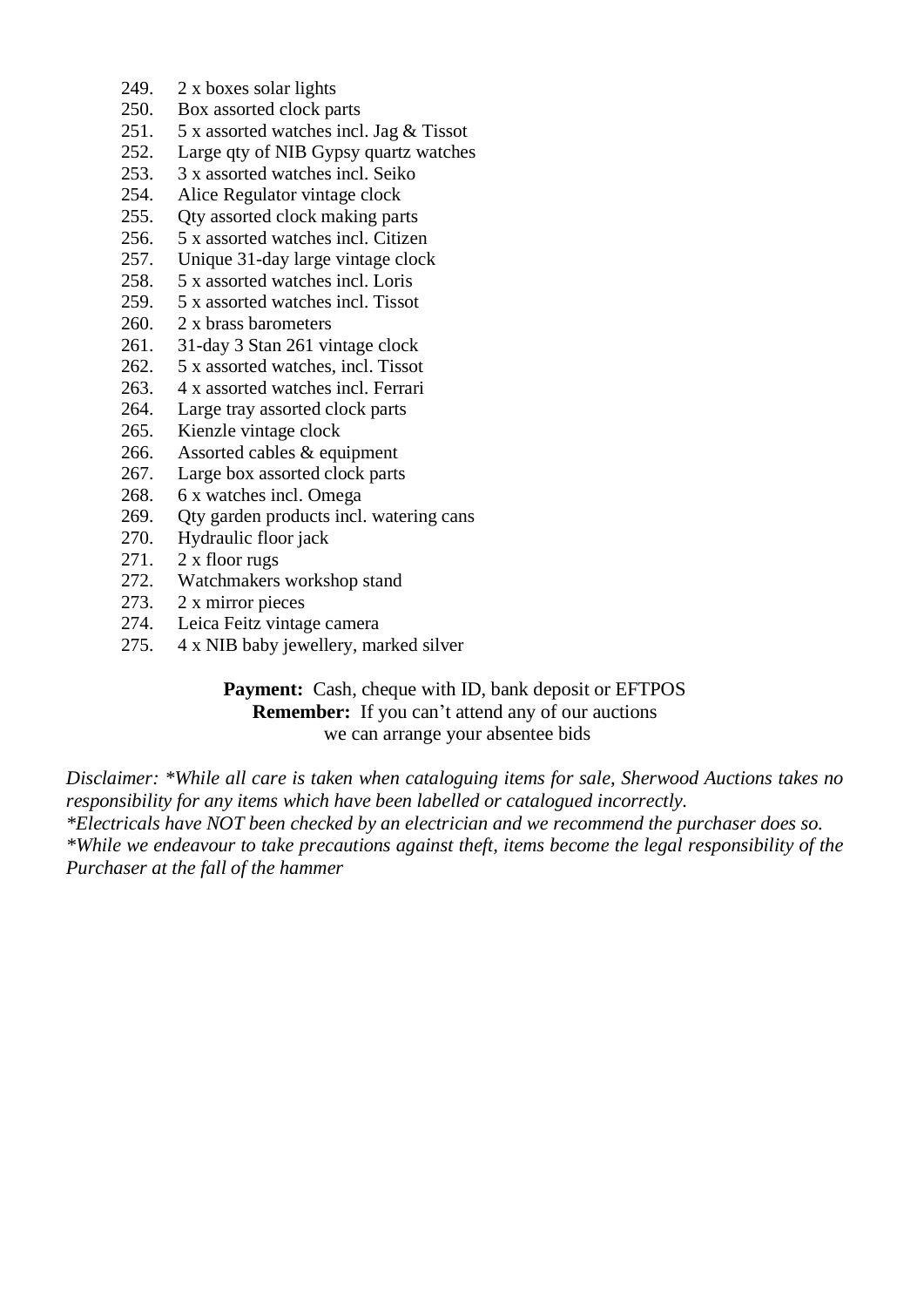249. 2 x boxes solar lights
250. Box assorted clock parts
251. 5 x assorted watches incl. Jag & Tissot
252. Large qty of NIB Gypsy quartz watches
253. 3 x assorted watches incl. Seiko
254. Alice Regulator vintage clock
255. Qty assorted clock making parts
256. 5 x assorted watches incl. Citizen
257. Unique 31-day large vintage clock
258. 5 x assorted watches incl. Loris
259. 5 x assorted watches incl. Tissot
260. 2 x brass barometers
261. 31-day 3 Stan 261 vintage clock
262. 5 x assorted watches, incl. Tissot
263. 4 x assorted watches incl. Ferrari
264. Large tray assorted clock parts
265. Kienzle vintage clock
266. Assorted cables & equipment
267. Large box assorted clock parts
268. 6 x watches incl. Omega
269. Qty garden products incl. watering cans
270. Hydraulic floor jack
271. 2 x floor rugs
272. Watchmakers workshop stand
273. 2 x mirror pieces
274. Leica Feitz vintage camera
275. 4 x NIB baby jewellery, marked silver

**Payment:** Cash, cheque with ID, bank deposit or EFTPOS
**Remember:** If you can't attend any of our auctions
we can arrange your absentee bids

*Disclaimer: *While all care is taken when cataloguing items for sale, Sherwood Auctions takes no responsibility for any items which have been labelled or catalogued incorrectly.*
*\*Electricals have NOT been checked by an electrician and we recommend the purchaser does so.*
*\*While we endeavour to take precautions against theft, items become the legal responsibility of the Purchaser at the fall of the hammer*